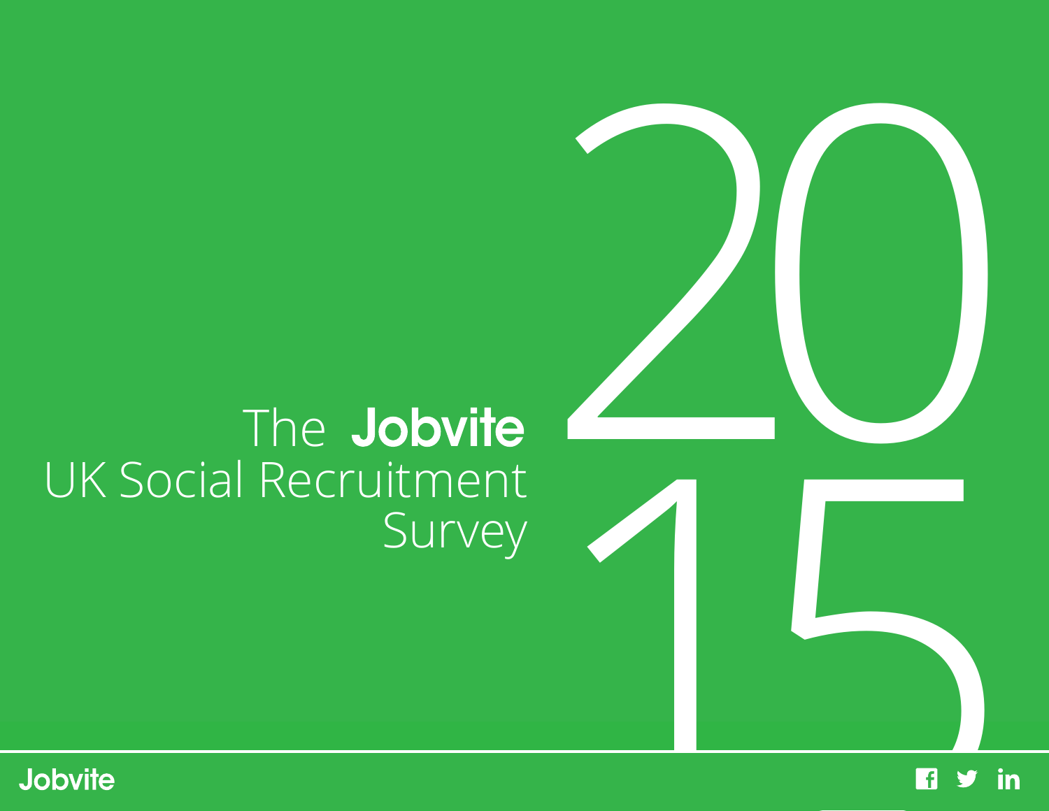# The Jobvite UK Social Recruitment Survey

# 2015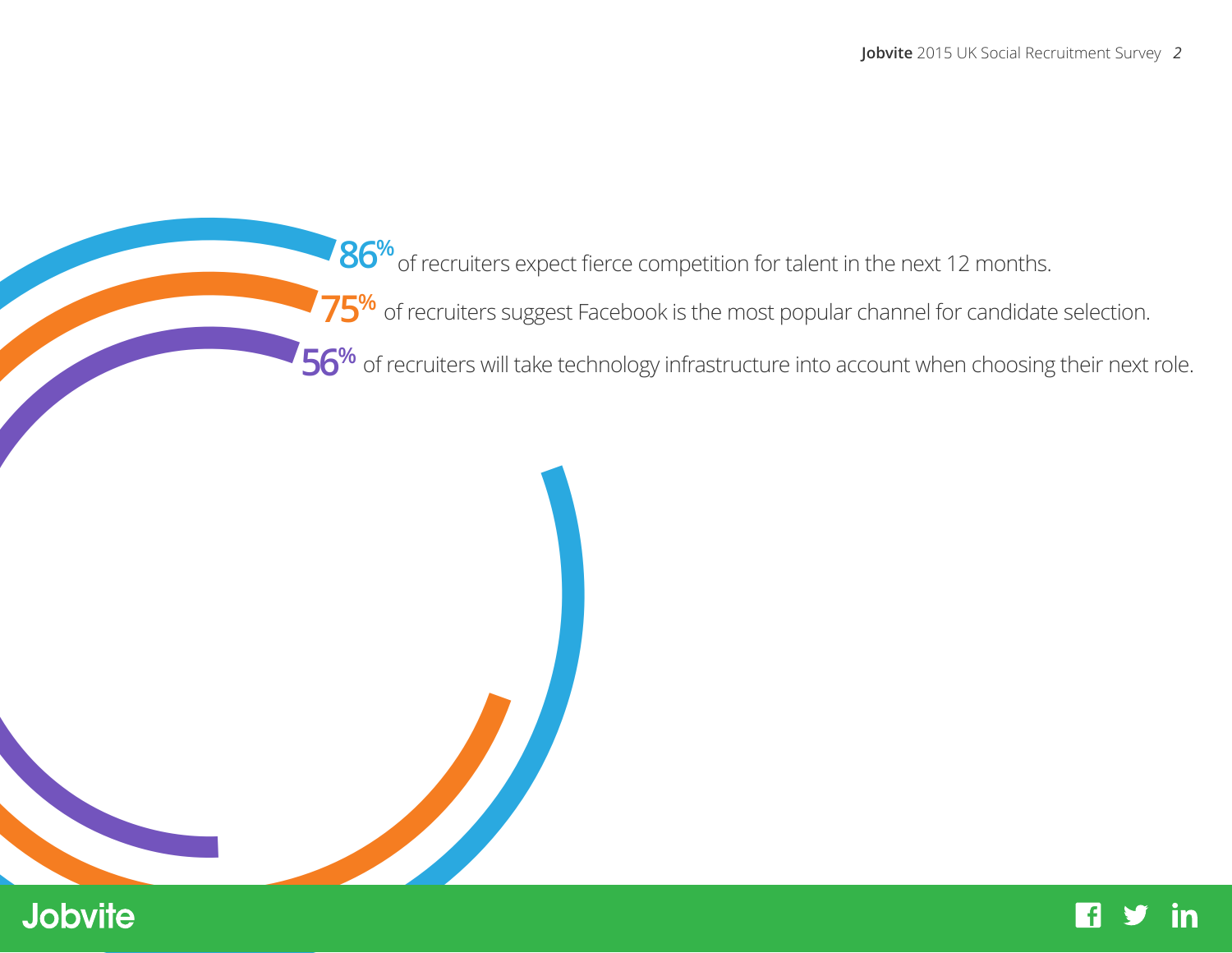**86%** of recruiters expect fierce competition for talent in the next 12 months.

**75%** of recruiters suggest Facebook is the most popular channel for candidate selection.

**56%** of recruiters will take technology infrastructure into account when choosing their next role.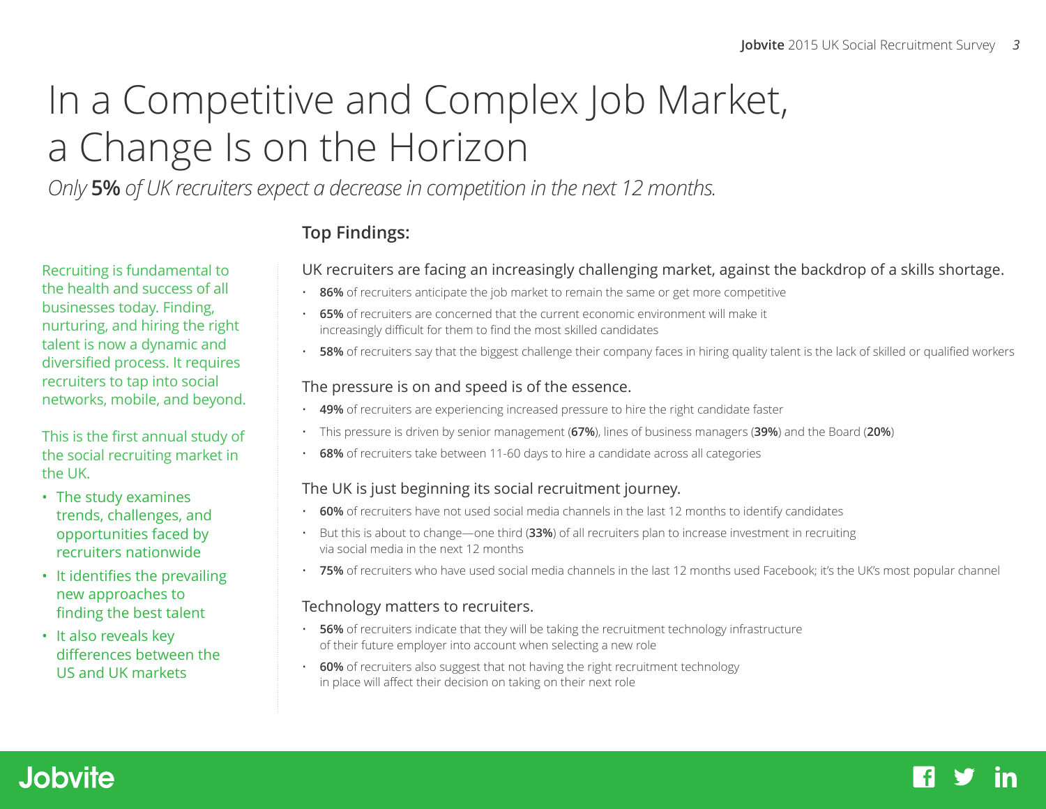# In a Competitive and Complex Job Market, a Change Is on the Horizon

*Only **5%** of UK recruiters expect a decrease in competition in the next 12 months.*

Recruiting is fundamental to the health and success of all businesses today. Finding, nurturing, and hiring the right talent is now a dynamic and diversified process. It requires recruiters to tap into social networks, mobile, and beyond.

This is the first annual study of the social recruiting market in the UK.

- The study examines trends, challenges, and opportunities faced by recruiters nationwide
- It identifies the prevailing new approaches to finding the best talent
- It also reveals key differences between the US and UK markets

## Top Findings:

### UK recruiters are facing an increasingly challenging market, against the backdrop of a skills shortage.

- **86%** of recruiters anticipate the job market to remain the same or get more competitive
- **65%** of recruiters are concerned that the current economic environment will make it increasingly difficult for them to find the most skilled candidates
- **58%** of recruiters say that the biggest challenge their company faces in hiring quality talent is the lack of skilled or qualified workers

### The pressure is on and speed is of the essence.

- **49%** of recruiters are experiencing increased pressure to hire the right candidate faster
- This pressure is driven by senior management (**67%**), lines of business managers (**39%**) and the Board (**20%**)
- **68%** of recruiters take between 11-60 days to hire a candidate across all categories

### The UK is just beginning its social recruitment journey.

- **60%** of recruiters have not used social media channels in the last 12 months to identify candidates
- But this is about to change—one third (**33%**) of all recruiters plan to increase investment in recruiting via social media in the next 12 months
- **75%** of recruiters who have used social media channels in the last 12 months used Facebook; it's the UK's most popular channel

### Technology matters to recruiters.

- **56%** of recruiters indicate that they will be taking the recruitment technology infrastructure of their future employer into account when selecting a new role
- **60%** of recruiters also suggest that not having the right recruitment technology in place will affect their decision on taking on their next role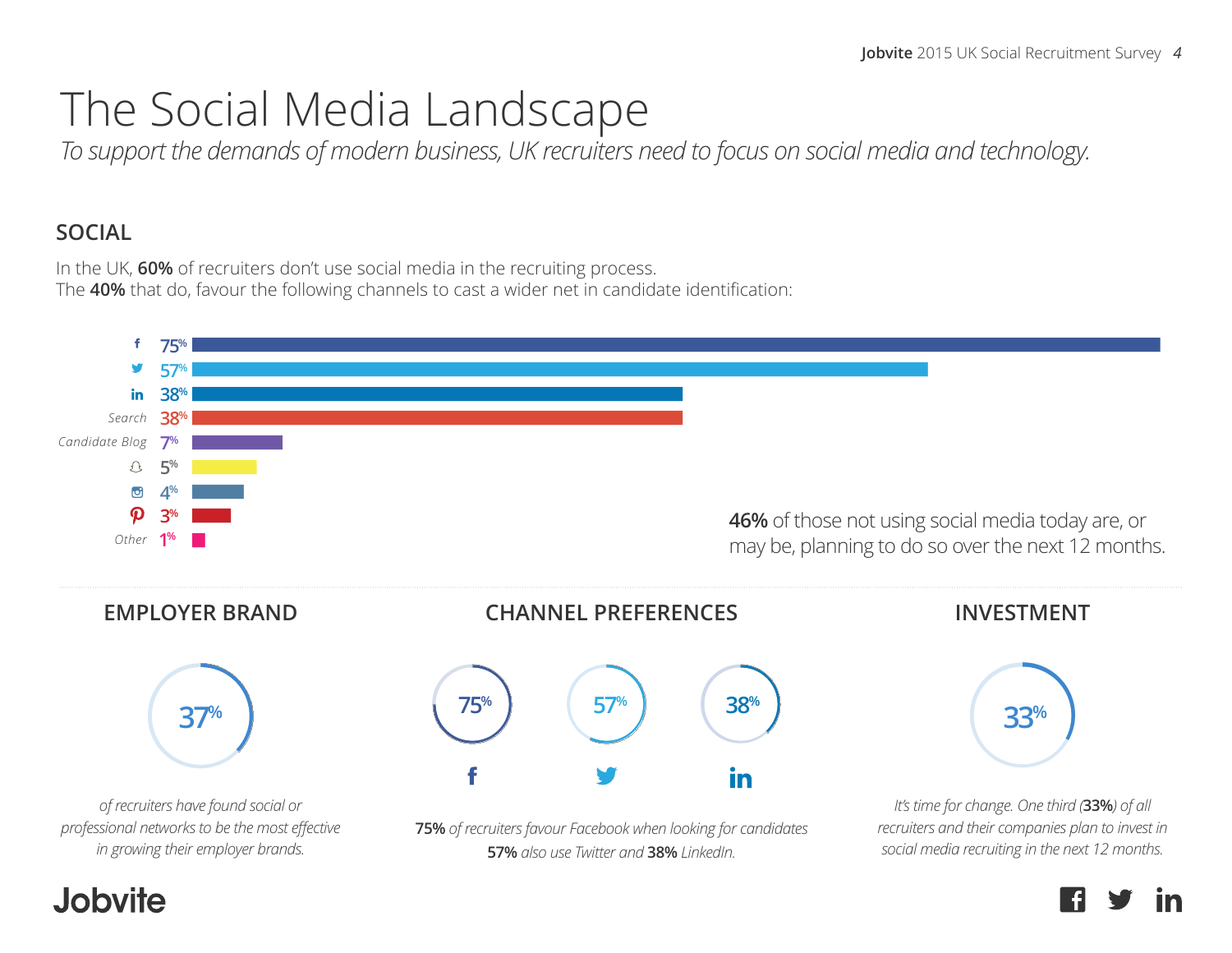# The Social Media Landscape

*To support the demands of modern business, UK recruiters need to focus on social media and technology.*

## SOCIAL

In the UK, **60%** of recruiters don't use social media in the recruiting process.
The **40%** that do, favour the following channels to cast a wider net in candidate identification:

| Channel | % |
|---|---|
| Facebook | 75% |
| Twitter | 57% |
| LinkedIn | 38% |
| Search | 38% |
| Candidate Blog | 7% |
| Snapchat | 5% |
| Instagram | 4% |
| Pinterest | 3% |
| Other | 1% |

**46%** of those not using social media today are, or may be, planning to do so over the next 12 months.

## EMPLOYER BRAND

37%

*of recruiters have found social or professional networks to be the most effective in growing their employer brands.*

## CHANNEL PREFERENCES

75% (Facebook) 57% (Twitter) 38% (LinkedIn)

***75%** of recruiters favour Facebook when looking for candidates **57%** also use Twitter and **38%** LinkedIn.*

## INVESTMENT

33%

*It's time for change. One third (**33%**) of all recruiters and their companies plan to invest in social media recruiting in the next 12 months.*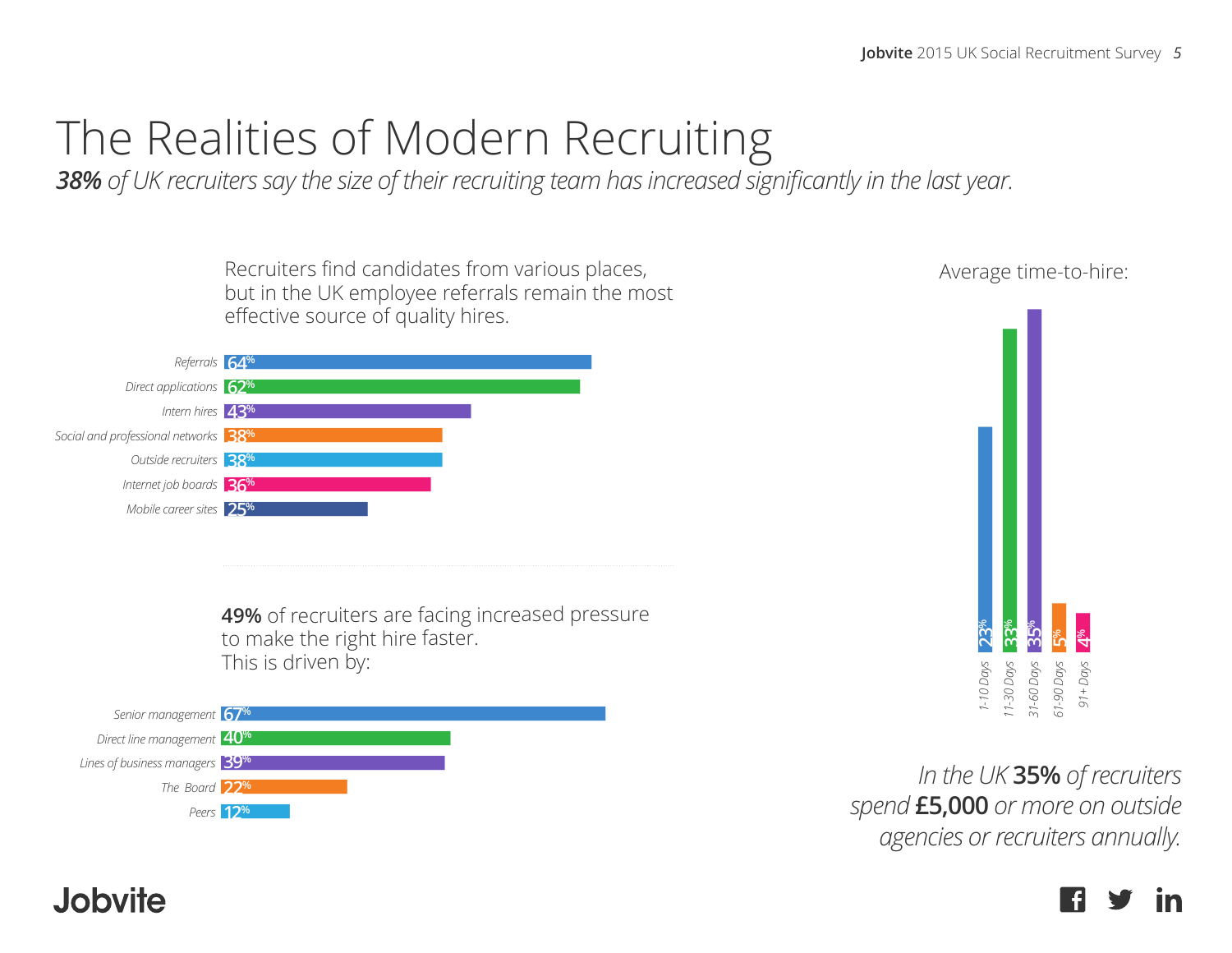# The Realities of Modern Recruiting

***38%** of UK recruiters say the size of their recruiting team has increased significantly in the last year.*

Recruiters find candidates from various places, but in the UK employee referrals remain the most effective source of quality hires.

| Source | % |
|---|---|
| Referrals | 64% |
| Direct applications | 62% |
| Intern hires | 43% |
| Social and professional networks | 38% |
| Outside recruiters | 38% |
| Internet job boards | 36% |
| Mobile career sites | 25% |

**49%** of recruiters are facing increased pressure to make the right hire faster. This is driven by:

| Driver | % |
|---|---|
| Senior management | 67% |
| Direct line management | 40% |
| Lines of business managers | 39% |
| The Board | 22% |
| Peers | 12% |

Average time-to-hire:

| Time-to-hire | % |
|---|---|
| 1-10 Days | 23% |
| 11-30 Days | 33% |
| 31-60 Days | 35% |
| 61-90 Days | 5% |
| 91+ Days | 4% |

*In the UK **35%** of recruiters spend **£5,000** or more on outside agencies or recruiters annually.*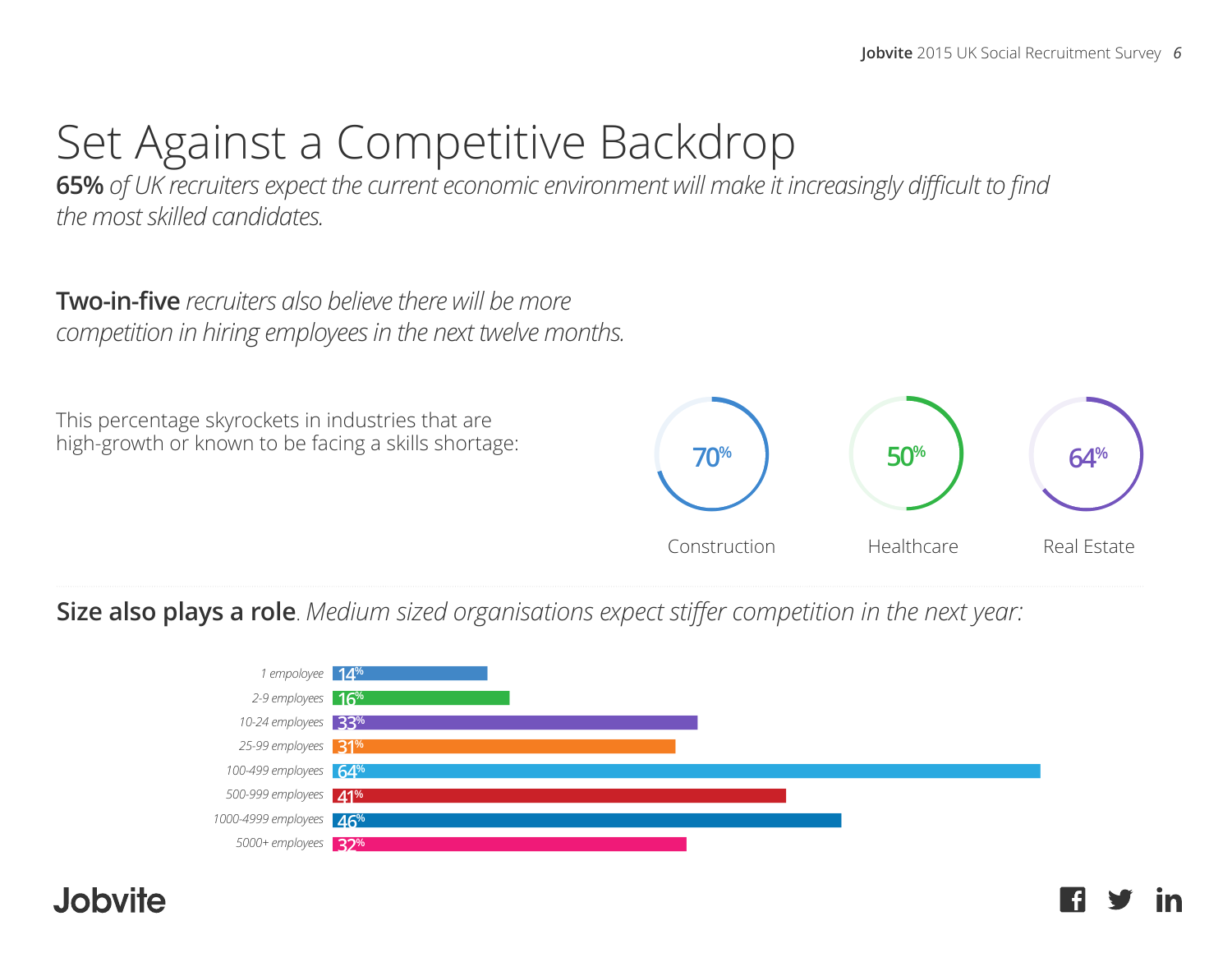# Set Against a Competitive Backdrop

**65%** *of UK recruiters expect the current economic environment will make it increasingly difficult to find the most skilled candidates.*

**Two-in-five** *recruiters also believe there will be more competition in hiring employees in the next twelve months.*

This percentage skyrockets in industries that are high-growth or known to be facing a skills shortage:

| Construction | Healthcare | Real Estate |
|---|---|---|
| 70% | 50% | 64% |

**Size also plays a role**. *Medium sized organisations expect stiffer competition in the next year:*

| Organisation size | % |
|---|---|
| *1 empoloyee* | 14% |
| *2-9 employees* | 16% |
| *10-24 employees* | 33% |
| *25-99 employees* | 31% |
| *100-499 employees* | 64% |
| *500-999 employees* | 41% |
| *1000-4999 employees* | 46% |
| *5000+ employees* | 32% |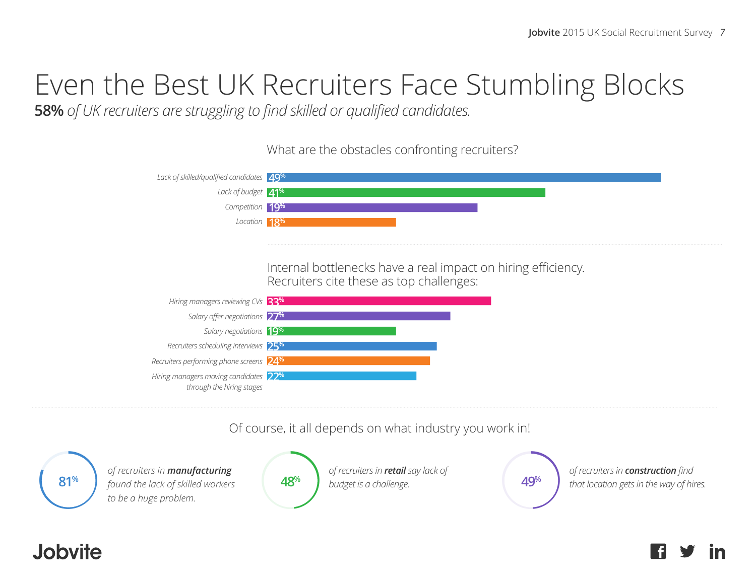# Even the Best UK Recruiters Face Stumbling Blocks

**58%** *of UK recruiters are struggling to find skilled or qualified candidates.*

## What are the obstacles confronting recruiters?

| Obstacle | % |
|---|---|
| *Lack of skilled/qualified candidates* | 49% |
| *Lack of budget* | 41% |
| *Competition* | 19% |
| *Location* | 18% |

## Internal bottlenecks have a real impact on hiring efficiency. Recruiters cite these as top challenges:

| Challenge | % |
|---|---|
| *Hiring managers reviewing CVs* | 33% |
| *Salary offer negotiations* | 27% |
| *Salary negotiations* | 19% |
| *Recruiters scheduling interviews* | 25% |
| *Recruiters performing phone screens* | 24% |
| *Hiring managers moving candidates through the hiring stages* | 22% |

## Of course, it all depends on what industry you work in!

**81%** *of recruiters in* ***manufacturing*** *found the lack of skilled workers to be a huge problem.*

**48%** *of recruiters in* ***retail*** *say lack of budget is a challenge.*

**49%** *of recruiters in* ***construction*** *find that location gets in the way of hires.*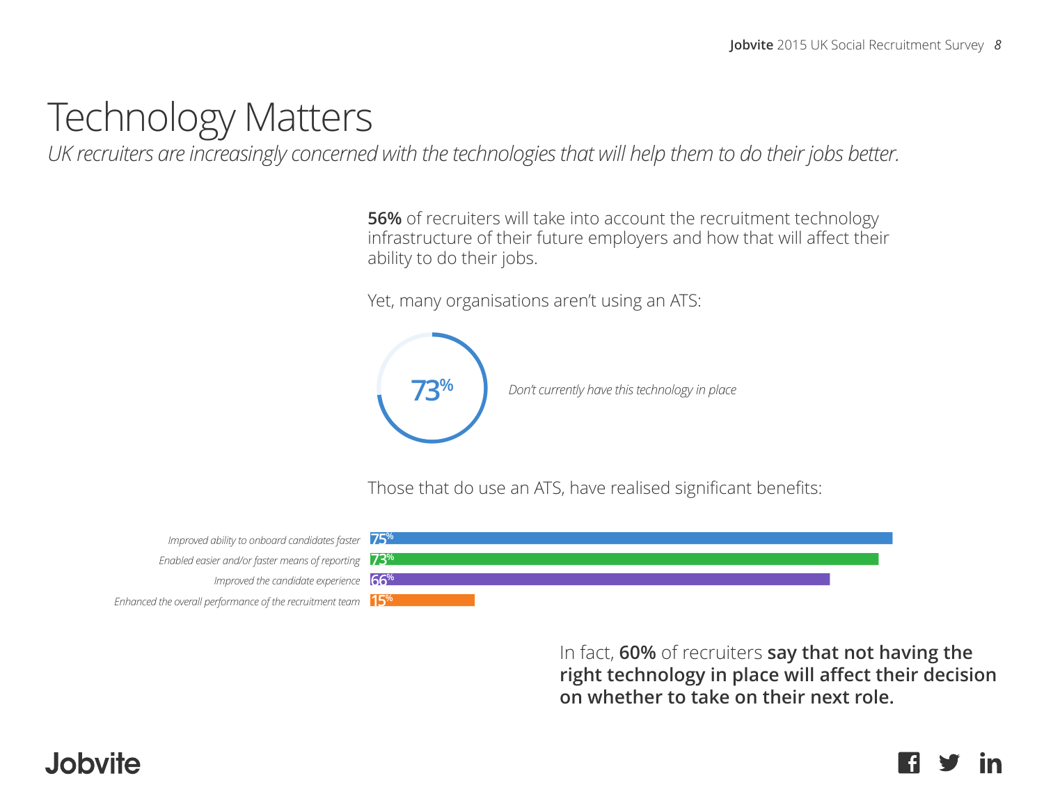# Technology Matters

*UK recruiters are increasingly concerned with the technologies that will help them to do their jobs better.*

**56%** of recruiters will take into account the recruitment technology infrastructure of their future employers and how that will affect their ability to do their jobs.

Yet, many organisations aren't using an ATS:

**73%** *Don't currently have this technology in place*

Those that do use an ATS, have realised significant benefits:

| Benefit | % |
|---|---|
| *Improved ability to onboard candidates faster* | 75% |
| *Enabled easier and/or faster means of reporting* | 73% |
| *Improved the candidate experience* | 66% |
| *Enhanced the overall performance of the recruitment team* | 15% |

In fact, **60%** of recruiters **say that not having the right technology in place will affect their decision on whether to take on their next role.**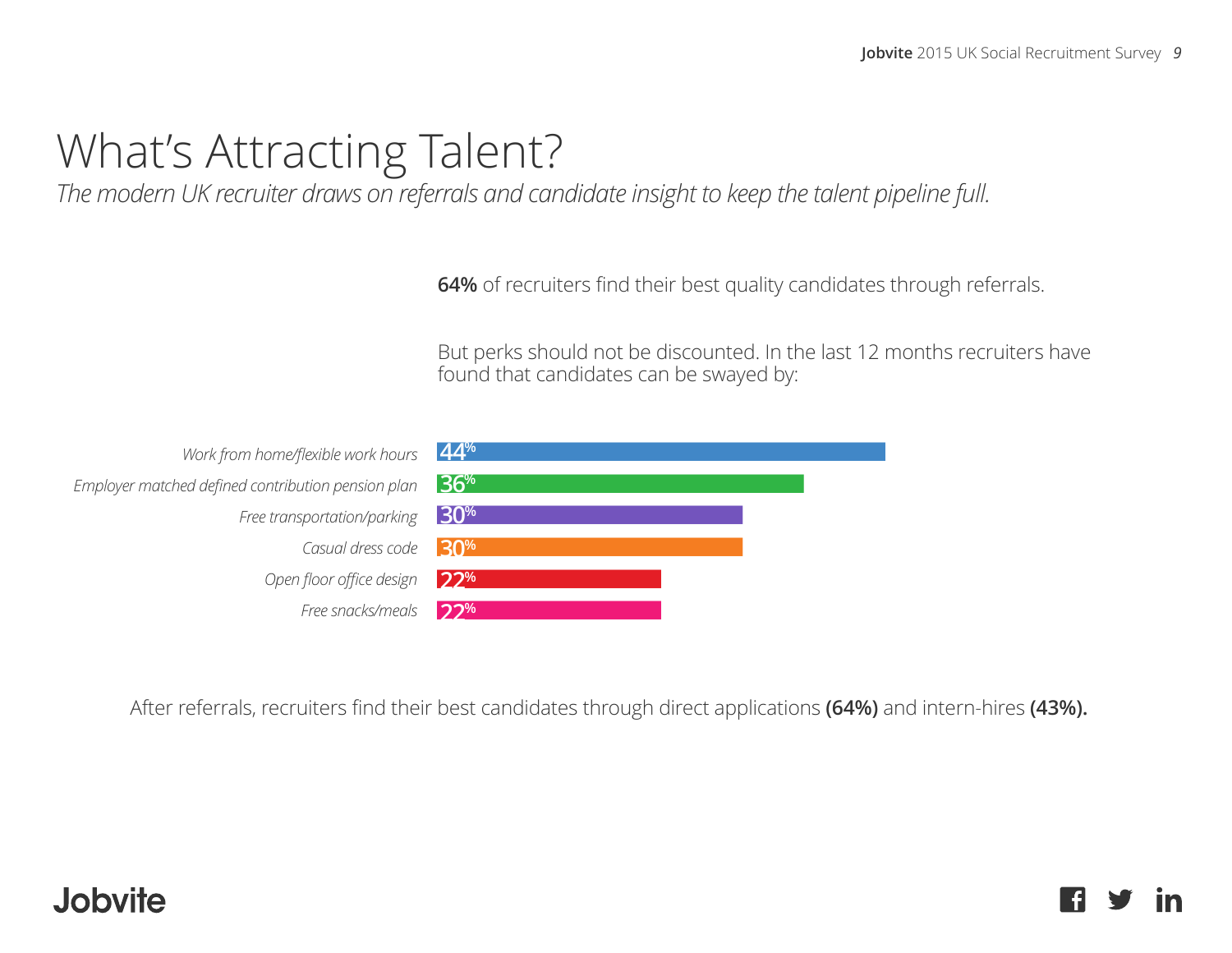# What's Attracting Talent?

*The modern UK recruiter draws on referrals and candidate insight to keep the talent pipeline full.*

**64%** of recruiters find their best quality candidates through referrals.

But perks should not be discounted. In the last 12 months recruiters have found that candidates can be swayed by:

| Perk | Percentage |
|---|---|
| *Work from home/flexible work hours* | 44% |
| *Employer matched defined contribution pension plan* | 36% |
| *Free transportation/parking* | 30% |
| *Casual dress code* | 30% |
| *Open floor office design* | 22% |
| *Free snacks/meals* | 22% |

After referrals, recruiters find their best candidates through direct applications **(64%)** and intern-hires **(43%).**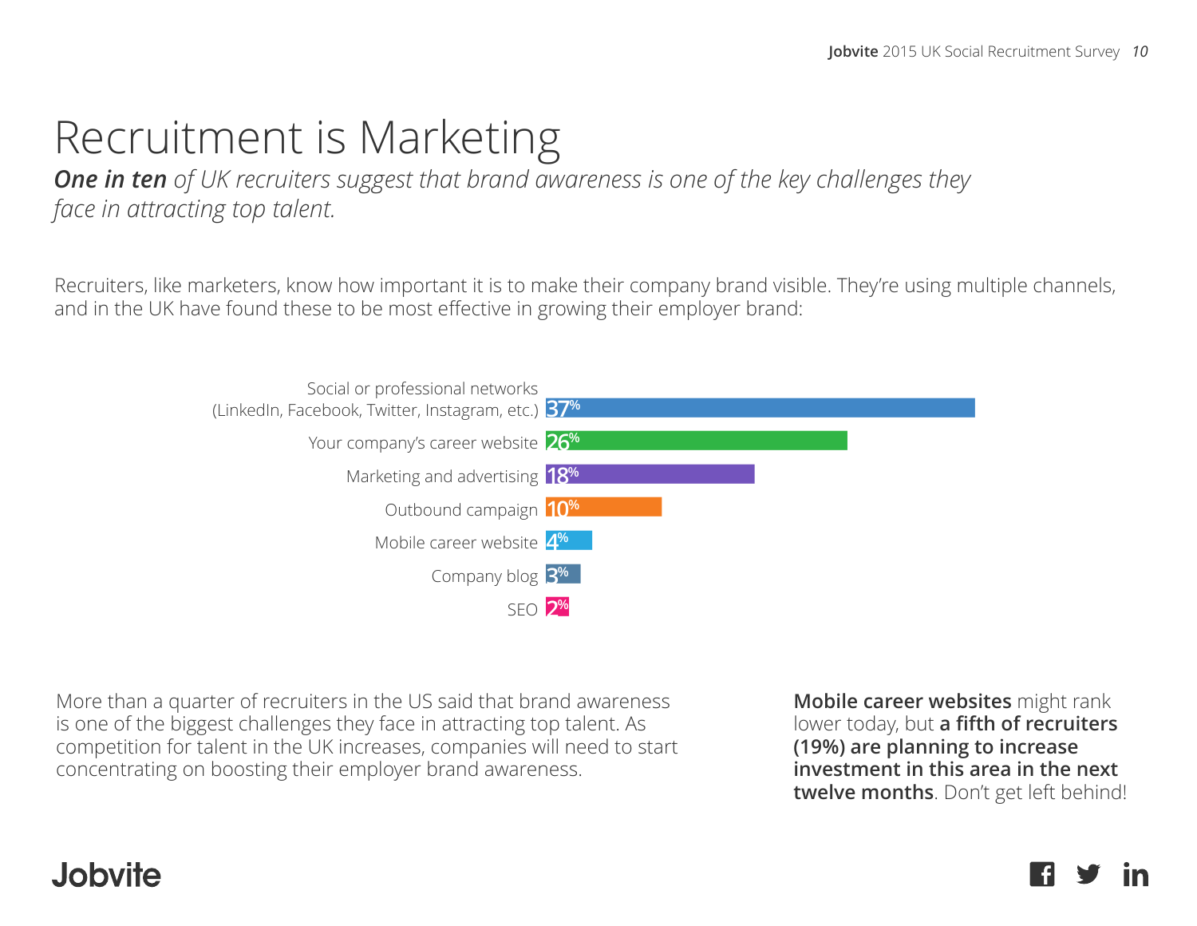# Recruitment is Marketing

***One in ten** of UK recruiters suggest that brand awareness is one of the key challenges they face in attracting top talent.*

Recruiters, like marketers, know how important it is to make their company brand visible. They're using multiple channels, and in the UK have found these to be most effective in growing their employer brand:

| Channel | % |
|---|---|
| Social or professional networks (LinkedIn, Facebook, Twitter, Instagram, etc.) | 37% |
| Your company's career website | 26% |
| Marketing and advertising | 18% |
| Outbound campaign | 10% |
| Mobile career website | 4% |
| Company blog | 3% |
| SEO | 2% |

More than a quarter of recruiters in the US said that brand awareness is one of the biggest challenges they face in attracting top talent. As competition for talent in the UK increases, companies will need to start concentrating on boosting their employer brand awareness.

**Mobile career websites** might rank lower today, but **a fifth of recruiters (19%) are planning to increase investment in this area in the next twelve months**. Don't get left behind!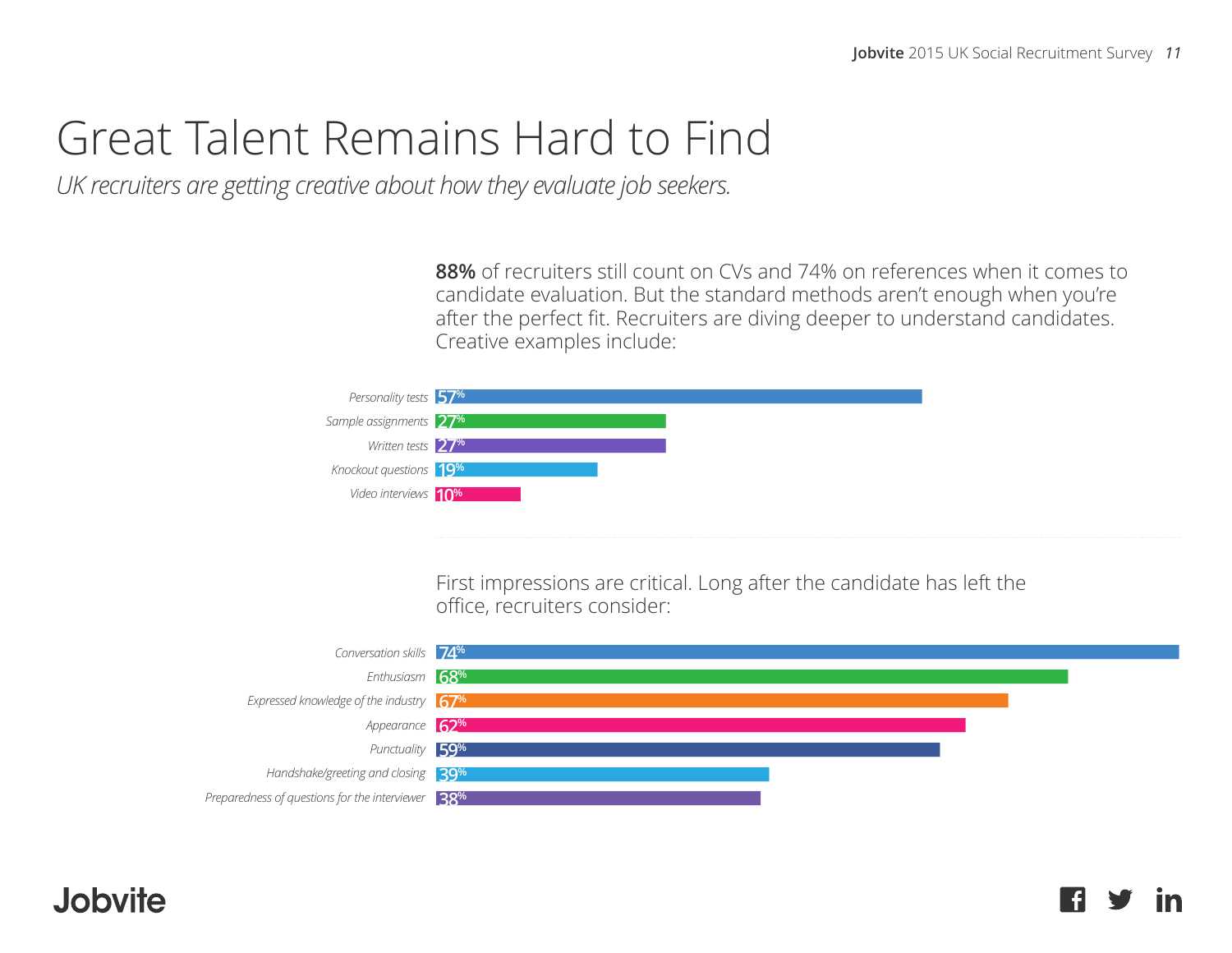# Great Talent Remains Hard to Find

*UK recruiters are getting creative about how they evaluate job seekers.*

**88%** of recruiters still count on CVs and 74% on references when it comes to candidate evaluation. But the standard methods aren't enough when you're after the perfect fit. Recruiters are diving deeper to understand candidates. Creative examples include:

| Method | % |
|---|---|
| Personality tests | 57% |
| Sample assignments | 27% |
| Written tests | 27% |
| Knockout questions | 19% |
| Video interviews | 10% |

First impressions are critical. Long after the candidate has left the office, recruiters consider:

| Factor | % |
|---|---|
| Conversation skills | 74% |
| Enthusiasm | 68% |
| Expressed knowledge of the industry | 67% |
| Appearance | 62% |
| Punctuality | 59% |
| Handshake/greeting and closing | 39% |
| Preparedness of questions for the interviewer | 38% |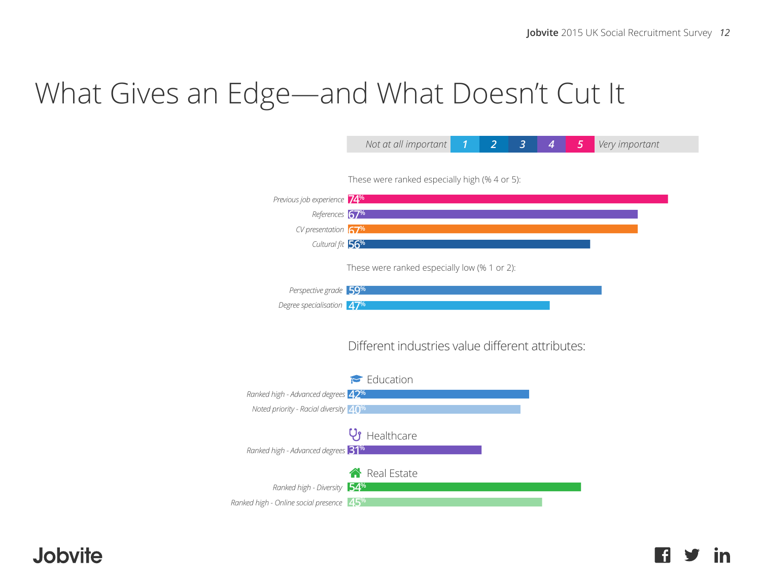# What Gives an Edge—and What Doesn't Cut It

Not at all important | 1 | 2 | 3 | 4 | 5 | Very important

These were ranked especially high (% 4 or 5):

| Attribute | % |
|---|---|
| Previous job experience | 74% |
| References | 67% |
| CV presentation | 67% |
| Cultural fit | 56% |

These were ranked especially low (% 1 or 2):

| Attribute | % |
|---|---|
| Perspective grade | 59% |
| Degree specialisation | 47% |

## Different industries value different attributes:

### Education

| Attribute | % |
|---|---|
| Ranked high - Advanced degrees | 42% |
| Noted priority - Racial diversity | 40% |

### Healthcare

| Attribute | % |
|---|---|
| Ranked high - Advanced degrees | 31% |

### Real Estate

| Attribute | % |
|---|---|
| Ranked high - Diversity | 54% |
| Ranked high - Online social presence | 45% |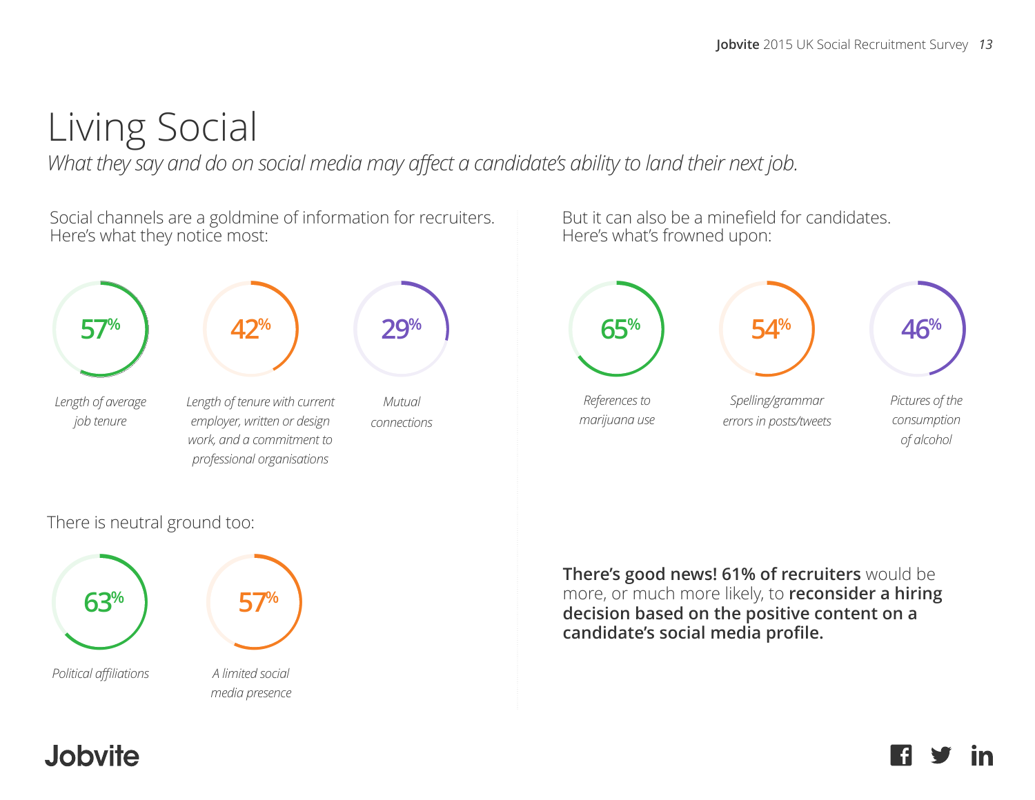# Living Social

*What they say and do on social media may affect a candidate's ability to land their next job.*

Social channels are a goldmine of information for recruiters. Here's what they notice most:

- **57%** *Length of average job tenure*
- **42%** *Length of tenure with current employer, written or design work, and a commitment to professional organisations*
- **29%** *Mutual connections*

There is neutral ground too:

- **63%** *Political affiliations*
- **57%** *A limited social media presence*

But it can also be a minefield for candidates. Here's what's frowned upon:

- **65%** *References to marijuana use*
- **54%** *Spelling/grammar errors in posts/tweets*
- **46%** *Pictures of the consumption of alcohol*

**There's good news! 61% of recruiters** would be more, or much more likely, to **reconsider a hiring decision based on the positive content on a candidate's social media profile.**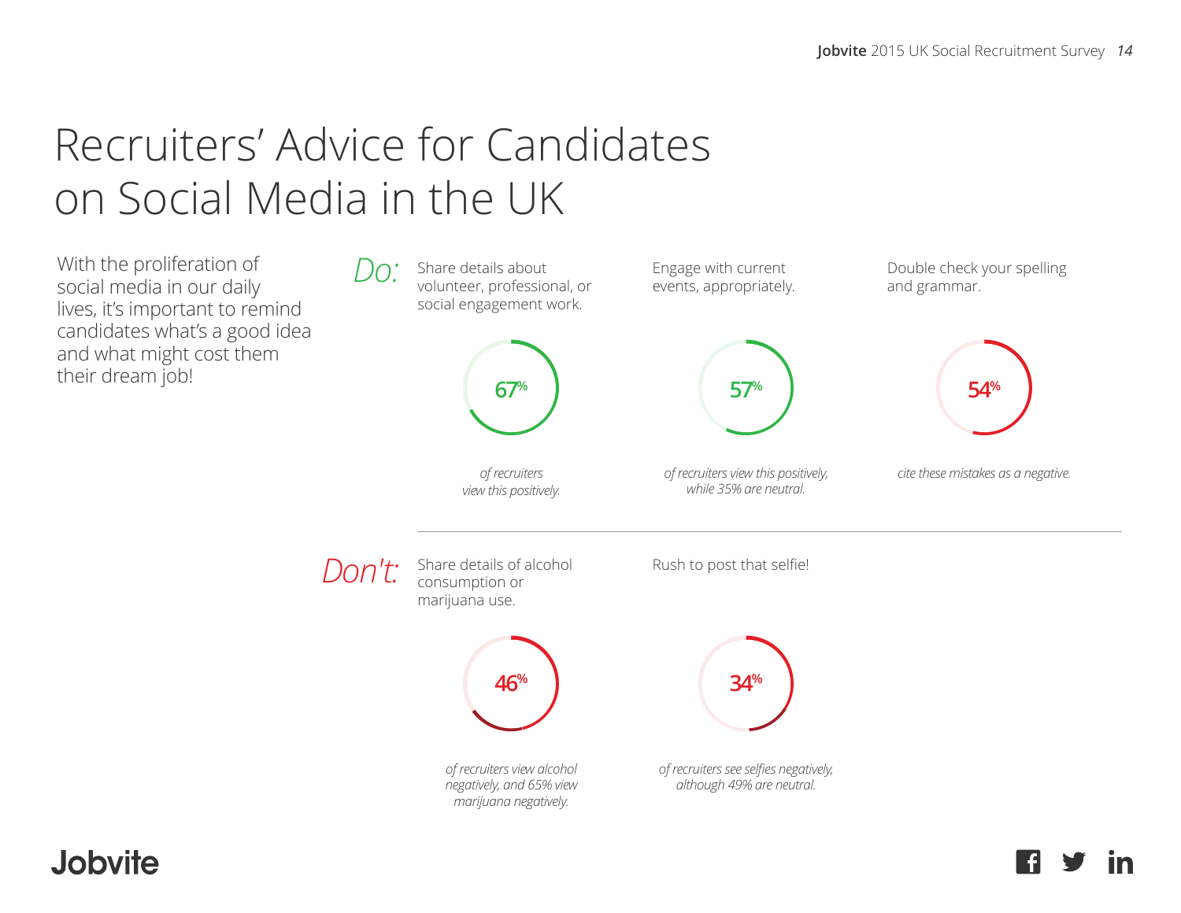# Recruiters' Advice for Candidates on Social Media in the UK

With the proliferation of social media in our daily lives, it's important to remind candidates what's a good idea and what might cost them their dream job!

## Do:

**Share details about volunteer, professional, or social engagement work.**

67%

*of recruiters view this positively.*

**Engage with current events, appropriately.**

57%

*of recruiters view this positively, while 35% are neutral.*

**Double check your spelling and grammar.**

54%

*cite these mistakes as a negative.*

---

## Don't:

**Share details of alcohol consumption or marijuana use.**

46%

*of recruiters view alcohol negatively, and 65% view marijuana negatively.*

**Rush to post that selfie!**

34%

*of recruiters see selfies negatively, although 49% are neutral.*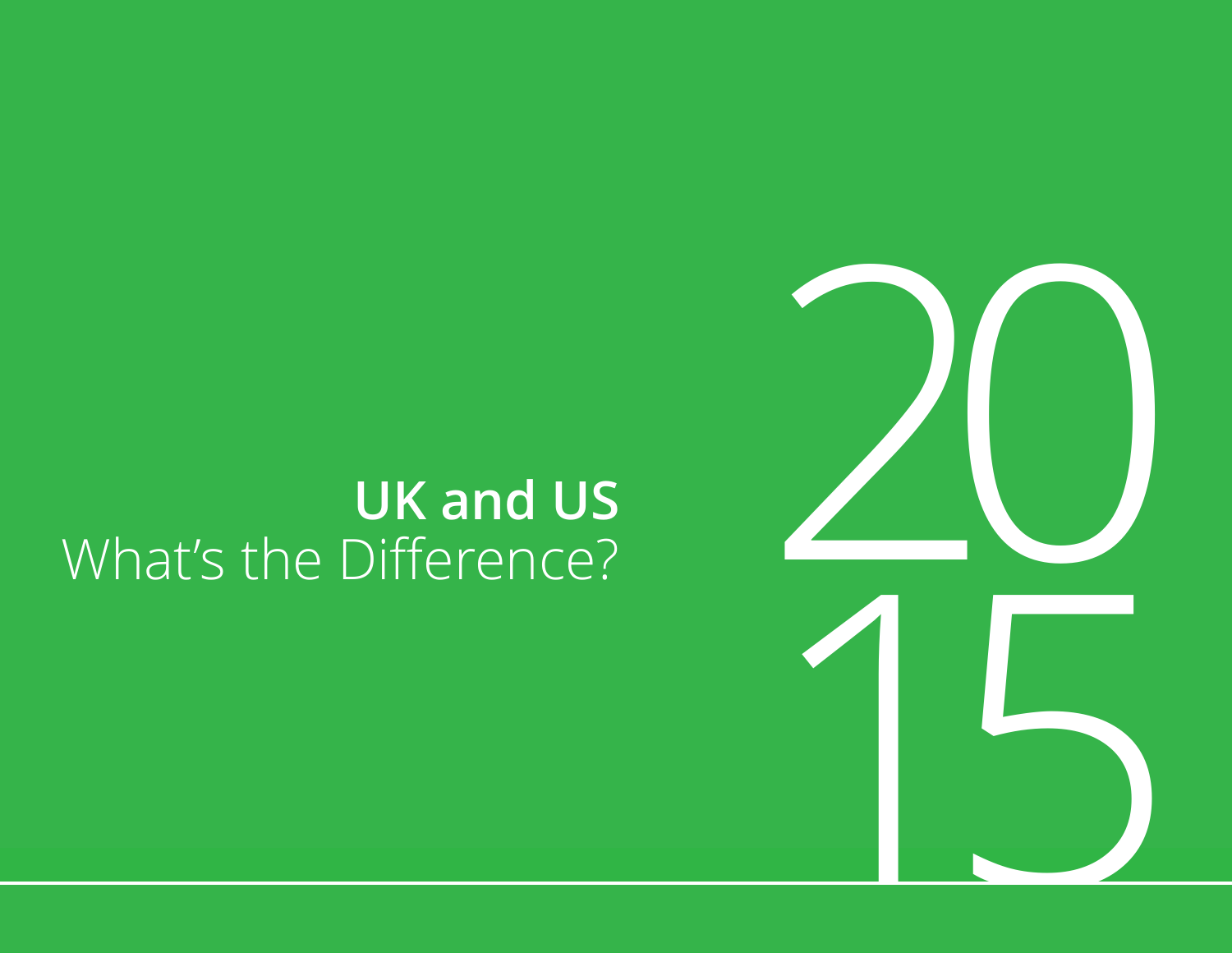# UK and US

What's the Difference?

2015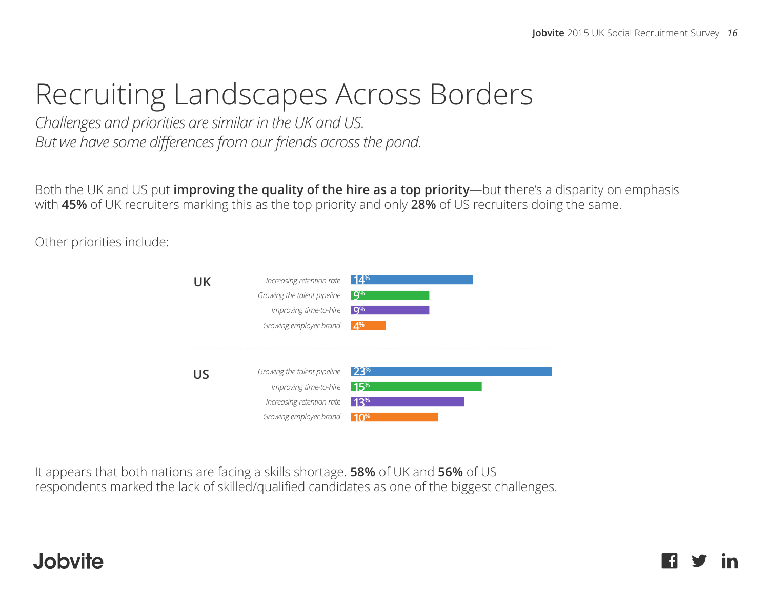# Recruiting Landscapes Across Borders

*Challenges and priorities are similar in the UK and US.*
*But we have some differences from our friends across the pond.*

Both the UK and US put **improving the quality of the hire as a top priority**—but there's a disparity on emphasis with **45%** of UK recruiters marking this as the top priority and only **28%** of US recruiters doing the same.

Other priorities include:

**UK**

| Priority | % |
|---|---|
| *Increasing retention rate* | 14% |
| *Growing the talent pipeline* | 9% |
| *Improving time-to-hire* | 9% |
| *Growing employer brand* | 4% |

**US**

| Priority | % |
|---|---|
| *Growing the talent pipeline* | 23% |
| *Improving time-to-hire* | 15% |
| *Increasing retention rate* | 13% |
| *Growing employer brand* | 10% |

It appears that both nations are facing a skills shortage. **58%** of UK and **56%** of US respondents marked the lack of skilled/qualified candidates as one of the biggest challenges.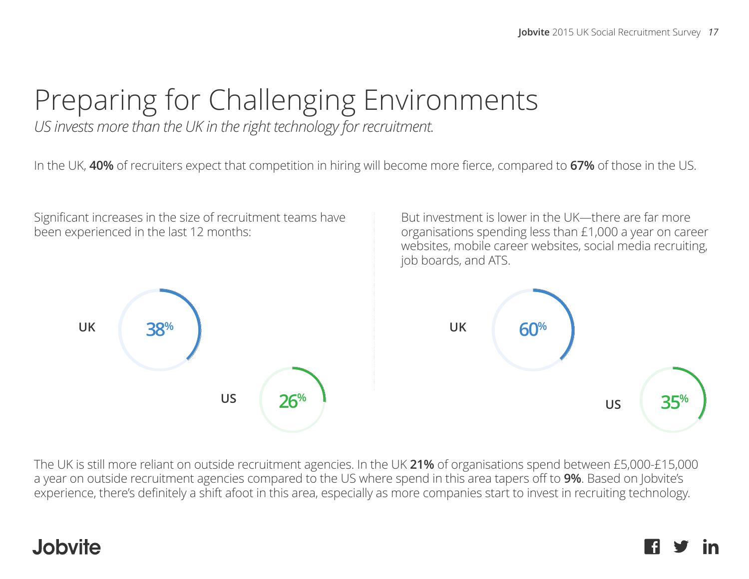# Preparing for Challenging Environments

*US invests more than the UK in the right technology for recruitment.*

In the UK, **40%** of recruiters expect that competition in hiring will become more fierce, compared to **67%** of those in the US.

Significant increases in the size of recruitment teams have been experienced in the last 12 months:

UK 38%

US 26%

But investment is lower in the UK—there are far more organisations spending less than £1,000 a year on career websites, mobile career websites, social media recruiting, job boards, and ATS.

UK 60%

US 35%

The UK is still more reliant on outside recruitment agencies. In the UK **21%** of organisations spend between £5,000-£15,000 a year on outside recruitment agencies compared to the US where spend in this area tapers off to **9%**. Based on Jobvite's experience, there's definitely a shift afoot in this area, especially as more companies start to invest in recruiting technology.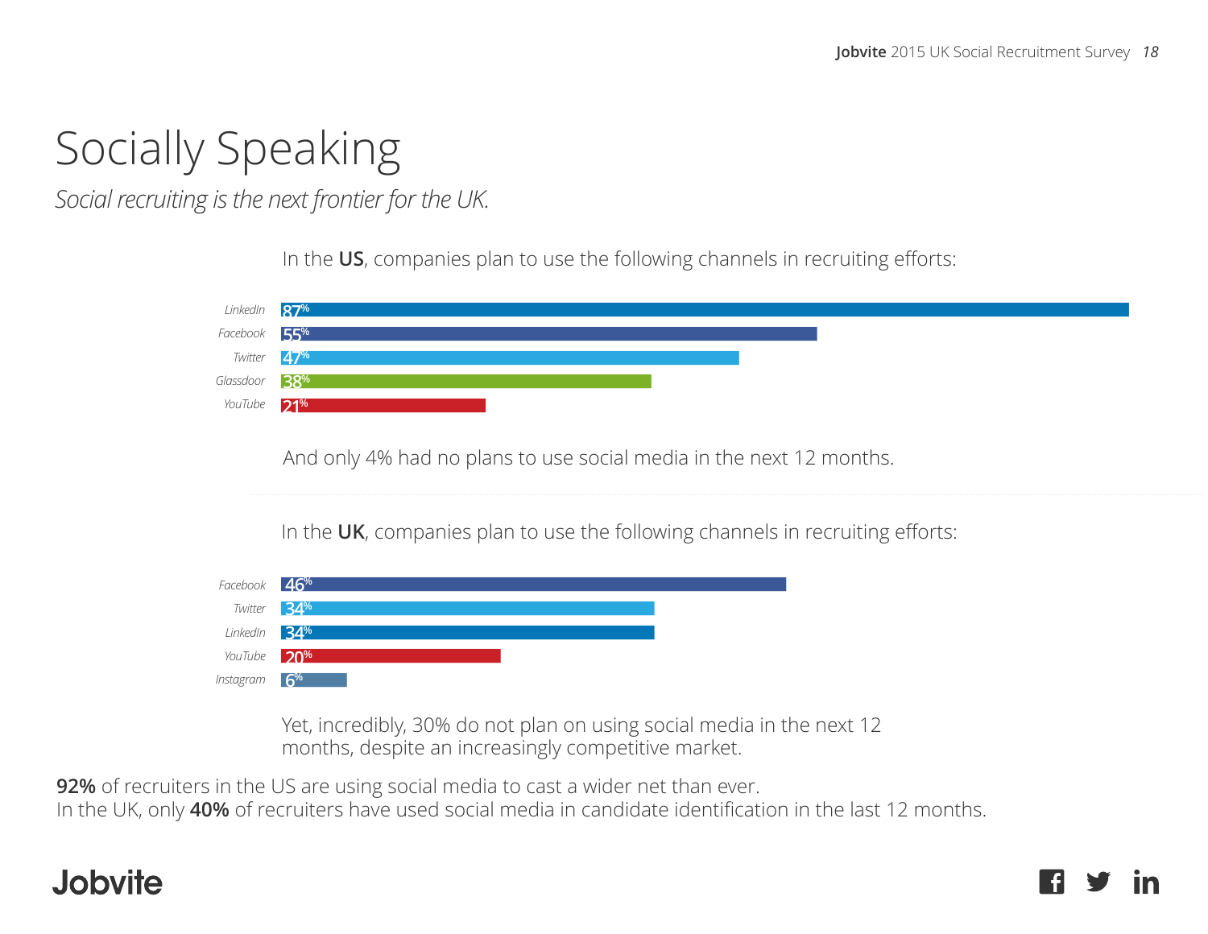# Socially Speaking

*Social recruiting is the next frontier for the UK.*

In the **US**, companies plan to use the following channels in recruiting efforts:

| Channel | % |
|---|---|
| LinkedIn | 87% |
| Facebook | 55% |
| Twitter | 47% |
| Glassdoor | 38% |
| YouTube | 21% |

And only 4% had no plans to use social media in the next 12 months.

In the **UK**, companies plan to use the following channels in recruiting efforts:

| Channel | % |
|---|---|
| Facebook | 46% |
| Twitter | 34% |
| LinkedIn | 34% |
| YouTube | 20% |
| Instagram | 6% |

Yet, incredibly, 30% do not plan on using social media in the next 12 months, despite an increasingly competitive market.

**92%** of recruiters in the US are using social media to cast a wider net than ever.
In the UK, only **40%** of recruiters have used social media in candidate identification in the last 12 months.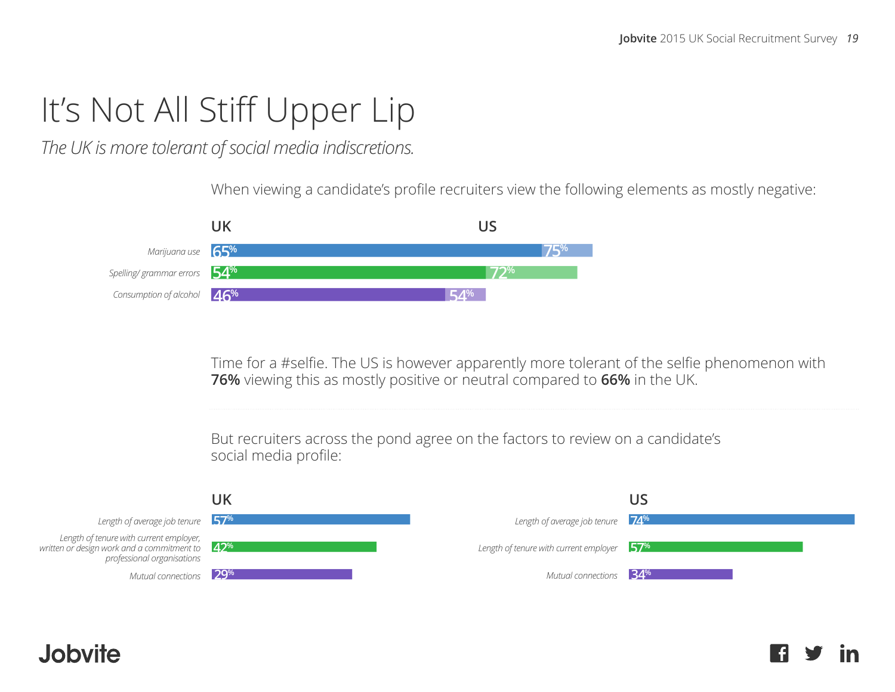# It's Not All Stiff Upper Lip

*The UK is more tolerant of social media indiscretions.*

When viewing a candidate's profile recruiters view the following elements as mostly negative:

| | UK | US |
|---|---|---|
| *Marijuana use* | 65% | 75% |
| *Spelling/ grammar errors* | 54% | 72% |
| *Consumption of alcohol* | 46% | 54% |

Time for a #selfie. The US is however apparently more tolerant of the selfie phenomenon with **76%** viewing this as mostly positive or neutral compared to **66%** in the UK.

But recruiters across the pond agree on the factors to review on a candidate's social media profile:

**UK**

| | |
|---|---|
| *Length of average job tenure* | 57% |
| *Length of tenure with current employer, written or design work and a commitment to professional organisations* | 42% |
| *Mutual connections* | 29% |

**US**

| | |
|---|---|
| *Length of average job tenure* | 74% |
| *Length of tenure with current employer* | 57% |
| *Mutual connections* | 34% |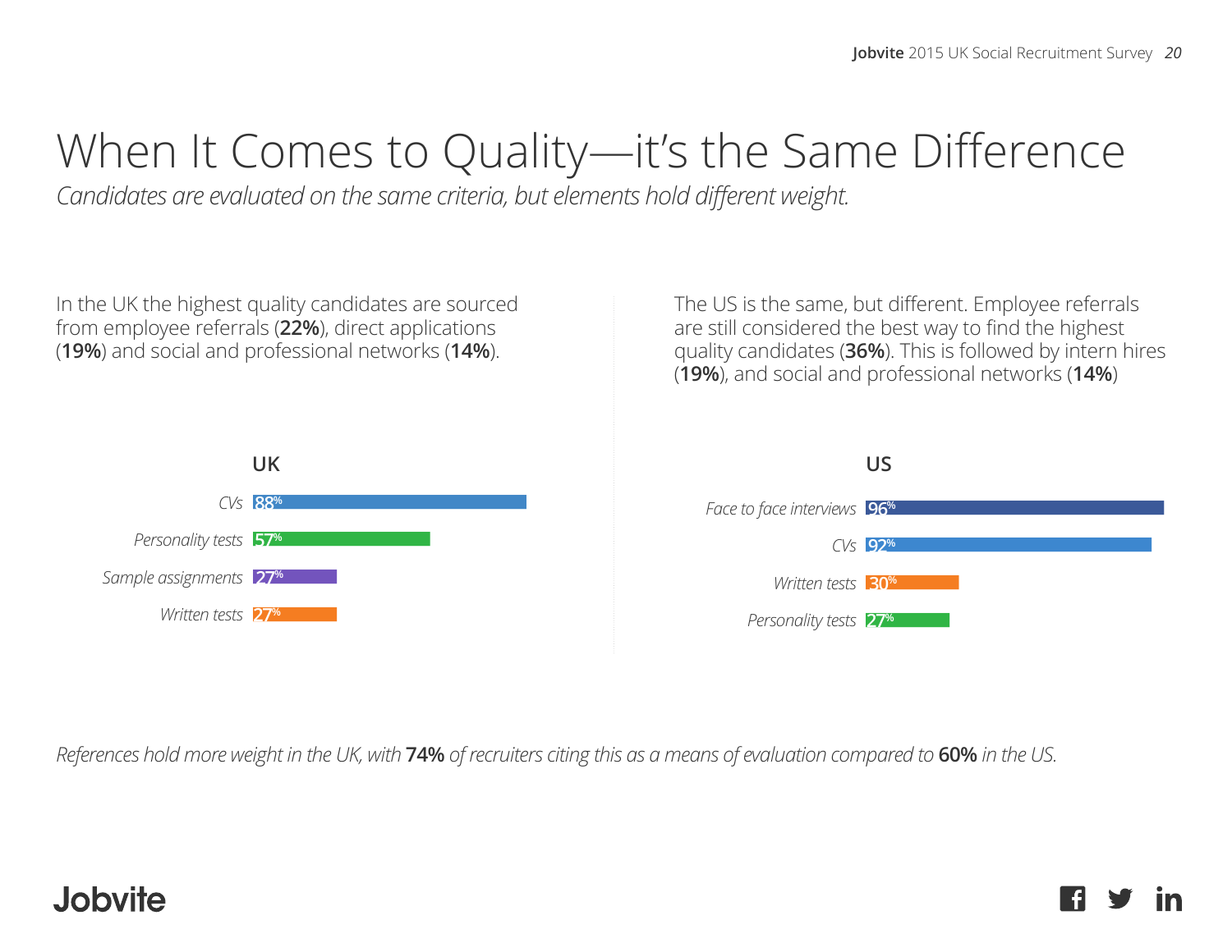# When It Comes to Quality—it's the Same Difference

*Candidates are evaluated on the same criteria, but elements hold different weight.*

In the UK the highest quality candidates are sourced from employee referrals (**22%**), direct applications (**19%**) and social and professional networks (**14%**).

The US is the same, but different. Employee referrals are still considered the best way to find the highest quality candidates (**36%**). This is followed by intern hires (**19%**), and social and professional networks (**14%**)

**UK**

| Criterion | % |
|---|---|
| CVs | 88% |
| Personality tests | 57% |
| Sample assignments | 27% |
| Written tests | 27% |

**US**

| Criterion | % |
|---|---|
| Face to face interviews | 96% |
| CVs | 92% |
| Written tests | 30% |
| Personality tests | 27% |

*References hold more weight in the UK, with* ***74%*** *of recruiters citing this as a means of evaluation compared to* ***60%*** *in the US.*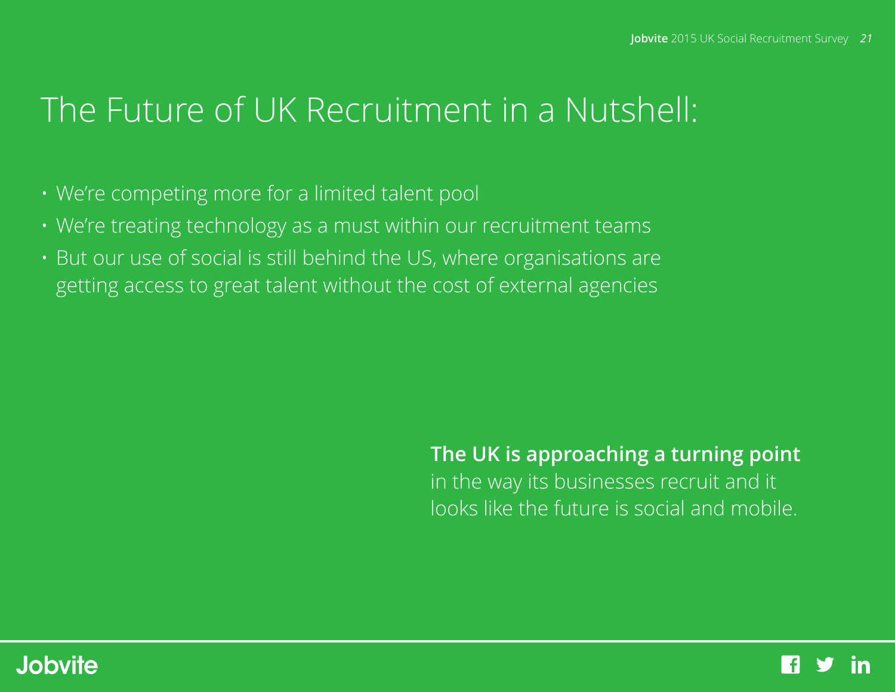# The Future of UK Recruitment in a Nutshell:

- We're competing more for a limited talent pool
- We're treating technology as a must within our recruitment teams
- But our use of social is still behind the US, where organisations are getting access to great talent without the cost of external agencies

**The UK is approaching a turning point** in the way its businesses recruit and it looks like the future is social and mobile.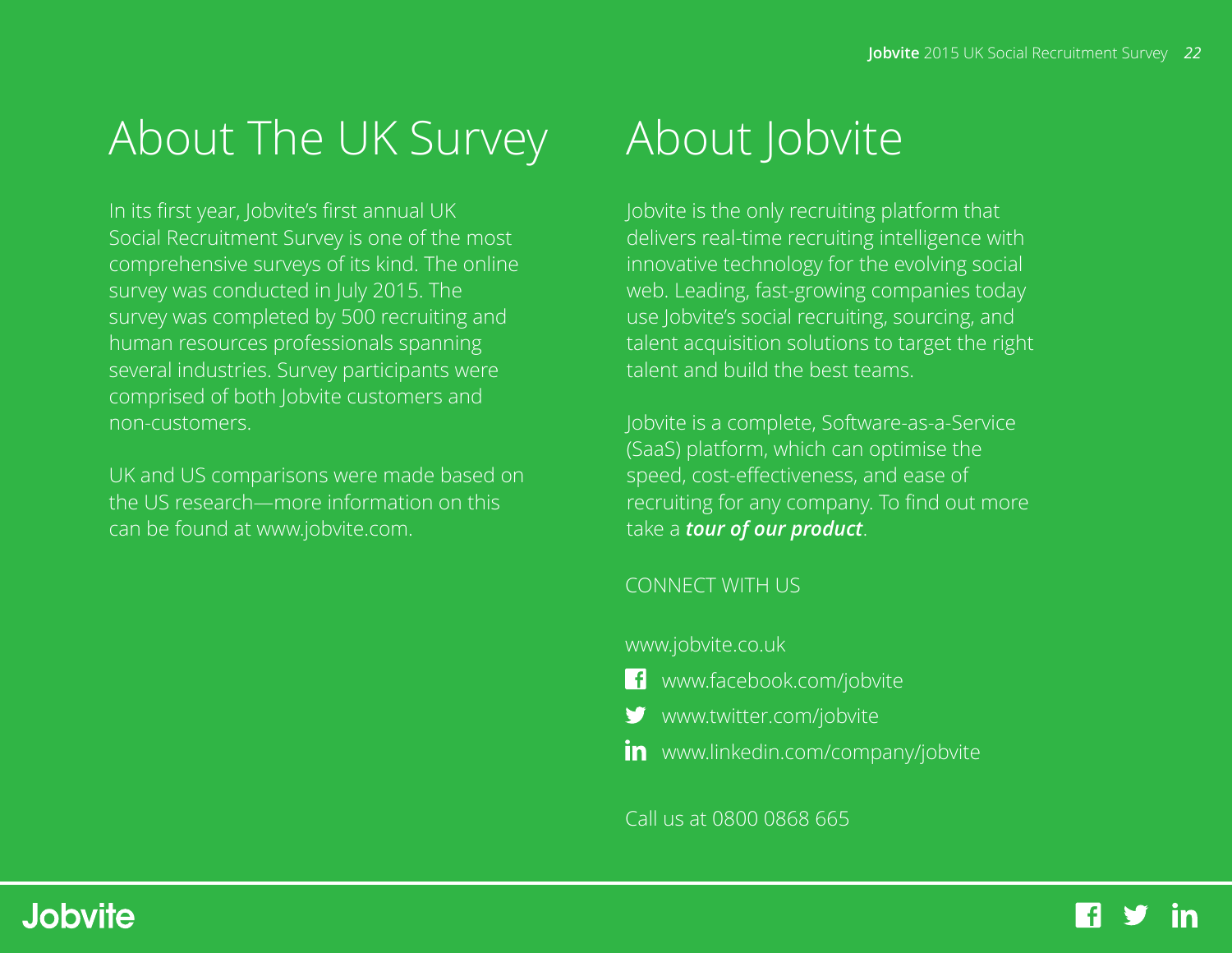# About The UK Survey

In its first year, Jobvite's first annual UK Social Recruitment Survey is one of the most comprehensive surveys of its kind. The online survey was conducted in July 2015. The survey was completed by 500 recruiting and human resources professionals spanning several industries. Survey participants were comprised of both Jobvite customers and non-customers.

UK and US comparisons were made based on the US research—more information on this can be found at www.jobvite.com.

# About Jobvite

Jobvite is the only recruiting platform that delivers real-time recruiting intelligence with innovative technology for the evolving social web. Leading, fast-growing companies today use Jobvite's social recruiting, sourcing, and talent acquisition solutions to target the right talent and build the best teams.

Jobvite is a complete, Software-as-a-Service (SaaS) platform, which can optimise the speed, cost-effectiveness, and ease of recruiting for any company. To find out more take a ***tour of our product***.

CONNECT WITH US

www.jobvite.co.uk

www.facebook.com/jobvite

www.twitter.com/jobvite

www.linkedin.com/company/jobvite

Call us at 0800 0868 665